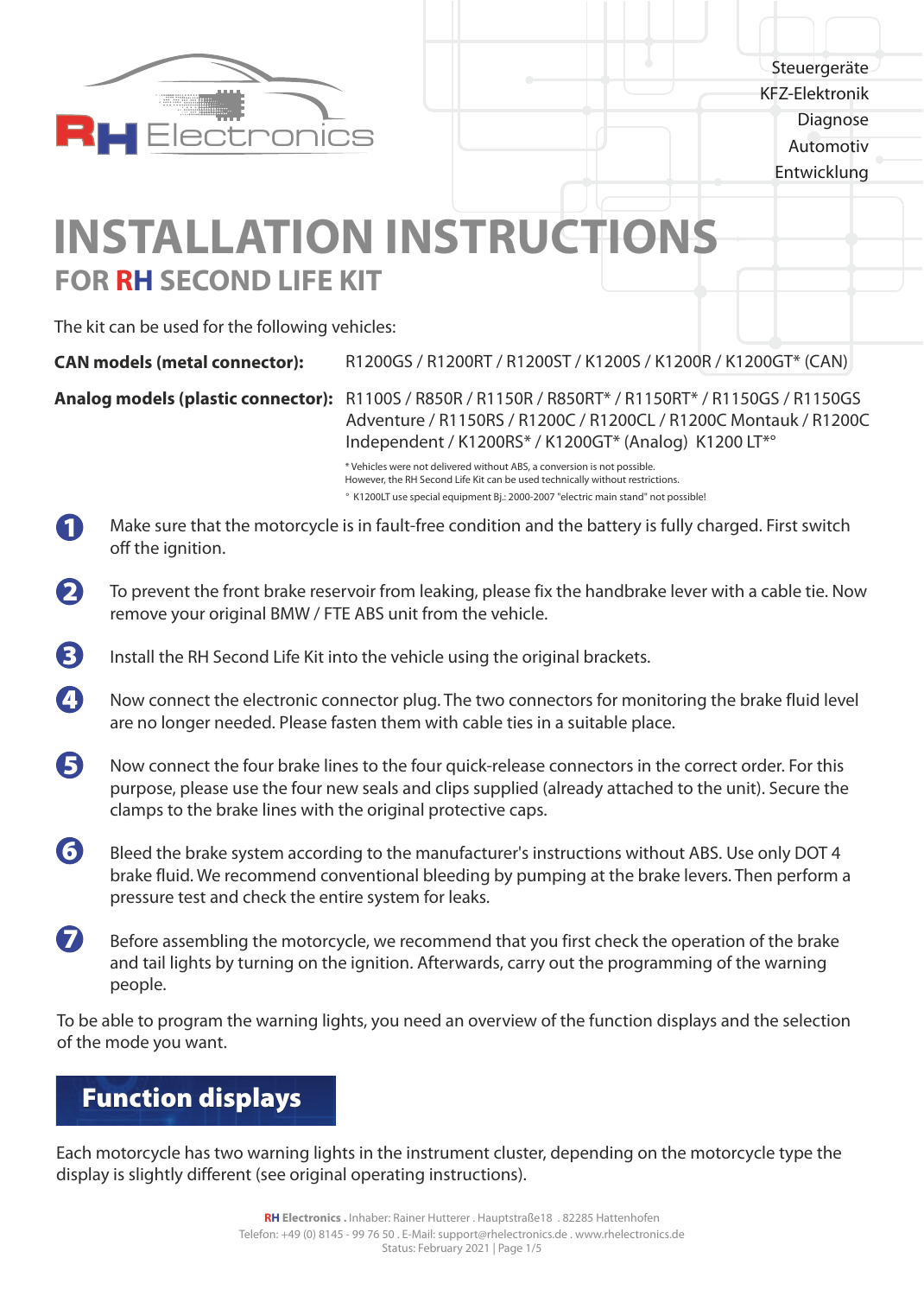RH Electronics

Steuergeräte
KFZ-Elektronik
Diagnose
Automotiv
Entwicklung

# INSTALLATION INSTRUCTIONS

## FOR RH SECOND LIFE KIT

The kit can be used for the following vehicles:

**CAN models (metal connector):** R1200GS / R1200RT / R1200ST / K1200S / K1200R / K1200GT* (CAN)

**Analog models (plastic connector):** R1100S / R850R / R1150R / R850RT* / R1150RT* / R1150GS / R1150GS Adventure / R1150RS / R1200C / R1200CL / R1200C Montauk / R1200C Independent / K1200RS* / K1200GT* (Analog) K1200 LT*°

\* Vehicles were not delivered without ABS, a conversion is not possible.
However, the RH Second Life Kit can be used technically without restrictions.
° K1200LT use special equipment Bj.: 2000-2007 "electric main stand" not possible!

1. Make sure that the motorcycle is in fault-free condition and the battery is fully charged. First switch off the ignition.

2. To prevent the front brake reservoir from leaking, please fix the handbrake lever with a cable tie. Now remove your original BMW / FTE ABS unit from the vehicle.

3. Install the RH Second Life Kit into the vehicle using the original brackets.

4. Now connect the electronic connector plug. The two connectors for monitoring the brake fluid level are no longer needed. Please fasten them with cable ties in a suitable place.

5. Now connect the four brake lines to the four quick-release connectors in the correct order. For this purpose, please use the four new seals and clips supplied (already attached to the unit). Secure the clamps to the brake lines with the original protective caps.

6. Bleed the brake system according to the manufacturer's instructions without ABS. Use only DOT 4 brake fluid. We recommend conventional bleeding by pumping at the brake levers. Then perform a pressure test and check the entire system for leaks.

7. Before assembling the motorcycle, we recommend that you first check the operation of the brake and tail lights by turning on the ignition. Afterwards, carry out the programming of the warning people.

To be able to program the warning lights, you need an overview of the function displays and the selection of the mode you want.

## Function displays

Each motorcycle has two warning lights in the instrument cluster, depending on the motorcycle type the display is slightly different (see original operating instructions).

**RH Electronics**. Inhaber: Rainer Hutterer . Hauptstraße18 . 82285 Hattenhofen
Telefon: +49 (0) 8145 - 99 76 50 . E-Mail: support@rhelectronics.de . www.rhelectronics.de
Status: February 2021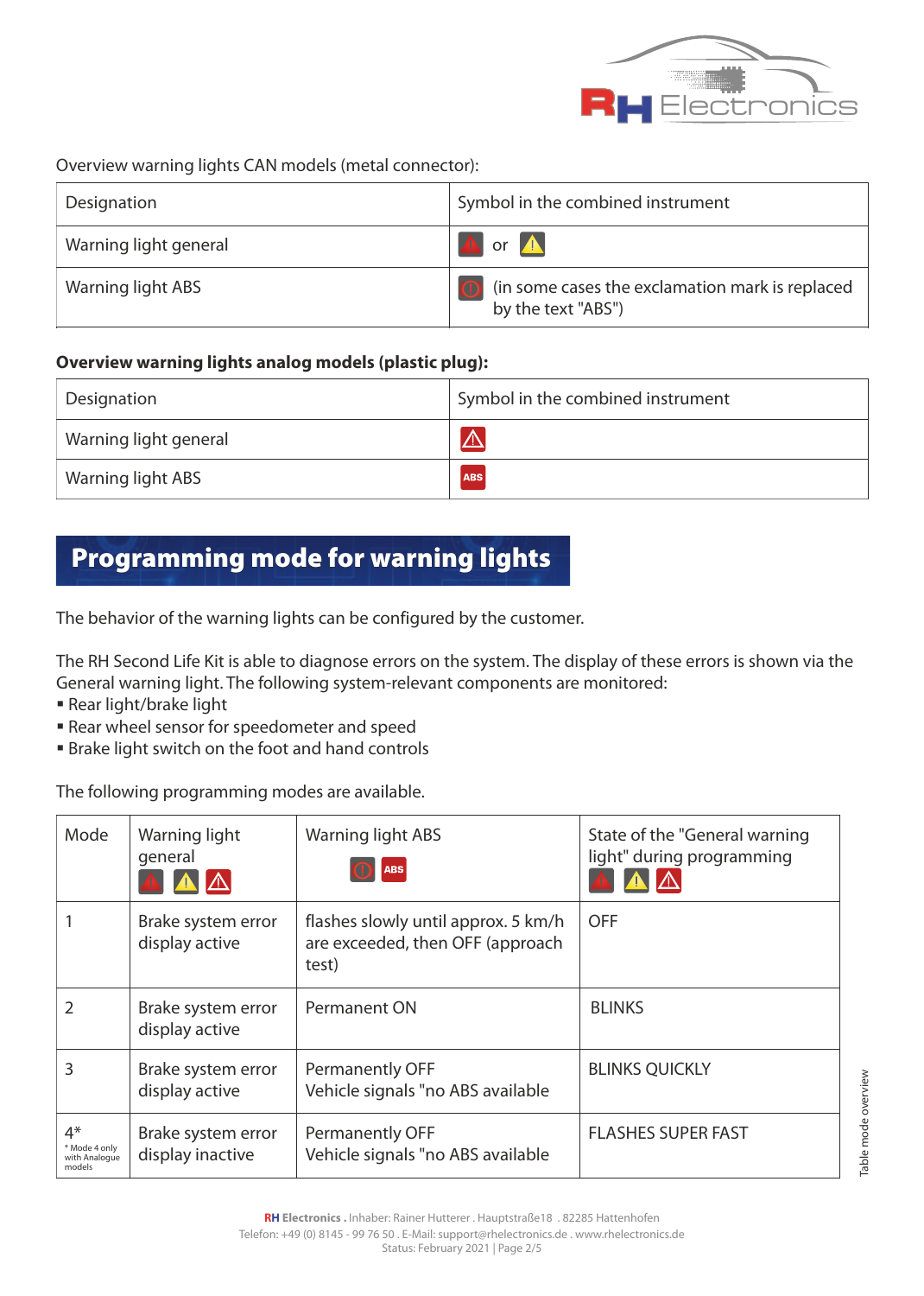Overview warning lights CAN models (metal connector):

| Designation | Symbol in the combined instrument |
|---|---|
| Warning light general | or |
| Warning light ABS | (in some cases the exclamation mark is replaced by the text "ABS") |

**Overview warning lights analog models (plastic plug):**

| Designation | Symbol in the combined instrument |
|---|---|
| Warning light general | |
| Warning light ABS | ABS |

## Programming mode for warning lights

The behavior of the warning lights can be configured by the customer.

The RH Second Life Kit is able to diagnose errors on the system. The display of these errors is shown via the General warning light. The following system-relevant components are monitored:

- Rear light/brake light
- Rear wheel sensor for speedometer and speed
- Brake light switch on the foot and hand controls

The following programming modes are available.

| Mode | Warning light general | Warning light ABS ABS | State of the "General warning light" during programming |
|---|---|---|---|
| 1 | Brake system error display active | flashes slowly until approx. 5 km/h are exceeded, then OFF (approach test) | OFF |
| 2 | Brake system error display active | Permanent ON | BLINKS |
| 3 | Brake system error display active | Permanently OFF Vehicle signals "no ABS available | BLINKS QUICKLY |
| 4* (* Mode 4 only with Analogue models) | Brake system error display inactive | Permanently OFF Vehicle signals "no ABS available | FLASHES SUPER FAST |

Table mode overview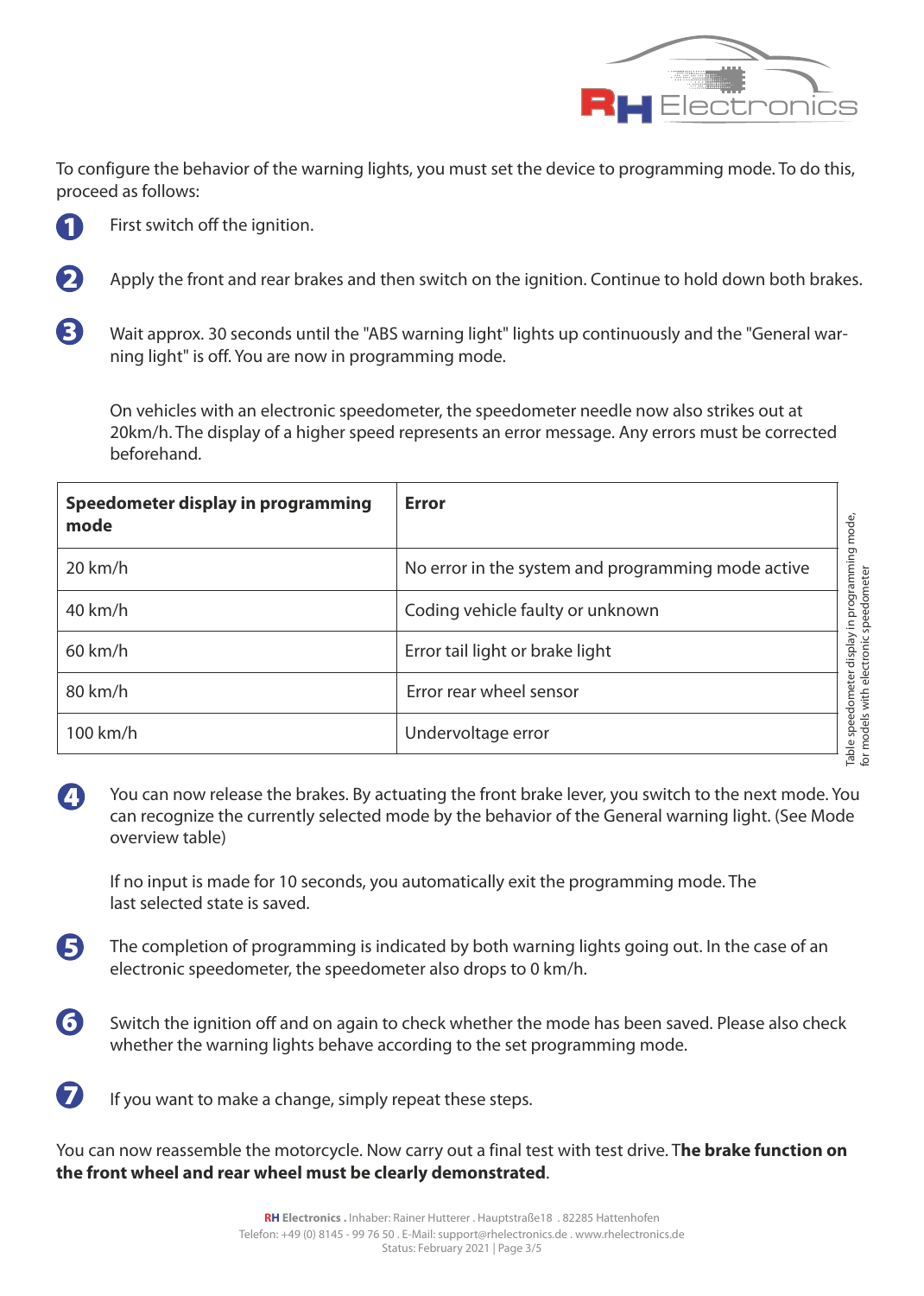To configure the behavior of the warning lights, you must set the device to programming mode. To do this, proceed as follows:

1. First switch off the ignition.

2. Apply the front and rear brakes and then switch on the ignition. Continue to hold down both brakes.

3. Wait approx. 30 seconds until the "ABS warning light" lights up continuously and the "General warning light" is off. You are now in programming mode.

   On vehicles with an electronic speedometer, the speedometer needle now also strikes out at 20km/h. The display of a higher speed represents an error message. Any errors must be corrected beforehand.

| Speedometer display in programming mode | Error |
|---|---|
| 20 km/h | No error in the system and programming mode active |
| 40 km/h | Coding vehicle faulty or unknown |
| 60 km/h | Error tail light or brake light |
| 80 km/h | Error rear wheel sensor |
| 100 km/h | Undervoltage error |

Table speedometer display in programming mode, for models with electronic speedometer

4. You can now release the brakes. By actuating the front brake lever, you switch to the next mode. You can recognize the currently selected mode by the behavior of the General warning light. (See Mode overview table)

   If no input is made for 10 seconds, you automatically exit the programming mode. The last selected state is saved.

5. The completion of programming is indicated by both warning lights going out. In the case of an electronic speedometer, the speedometer also drops to 0 km/h.

6. Switch the ignition off and on again to check whether the mode has been saved. Please also check whether the warning lights behave according to the set programming mode.

7. If you want to make a change, simply repeat these steps.

You can now reassemble the motorcycle. Now carry out a final test with test drive. T**he brake function on the front wheel and rear wheel must be clearly demonstrated**.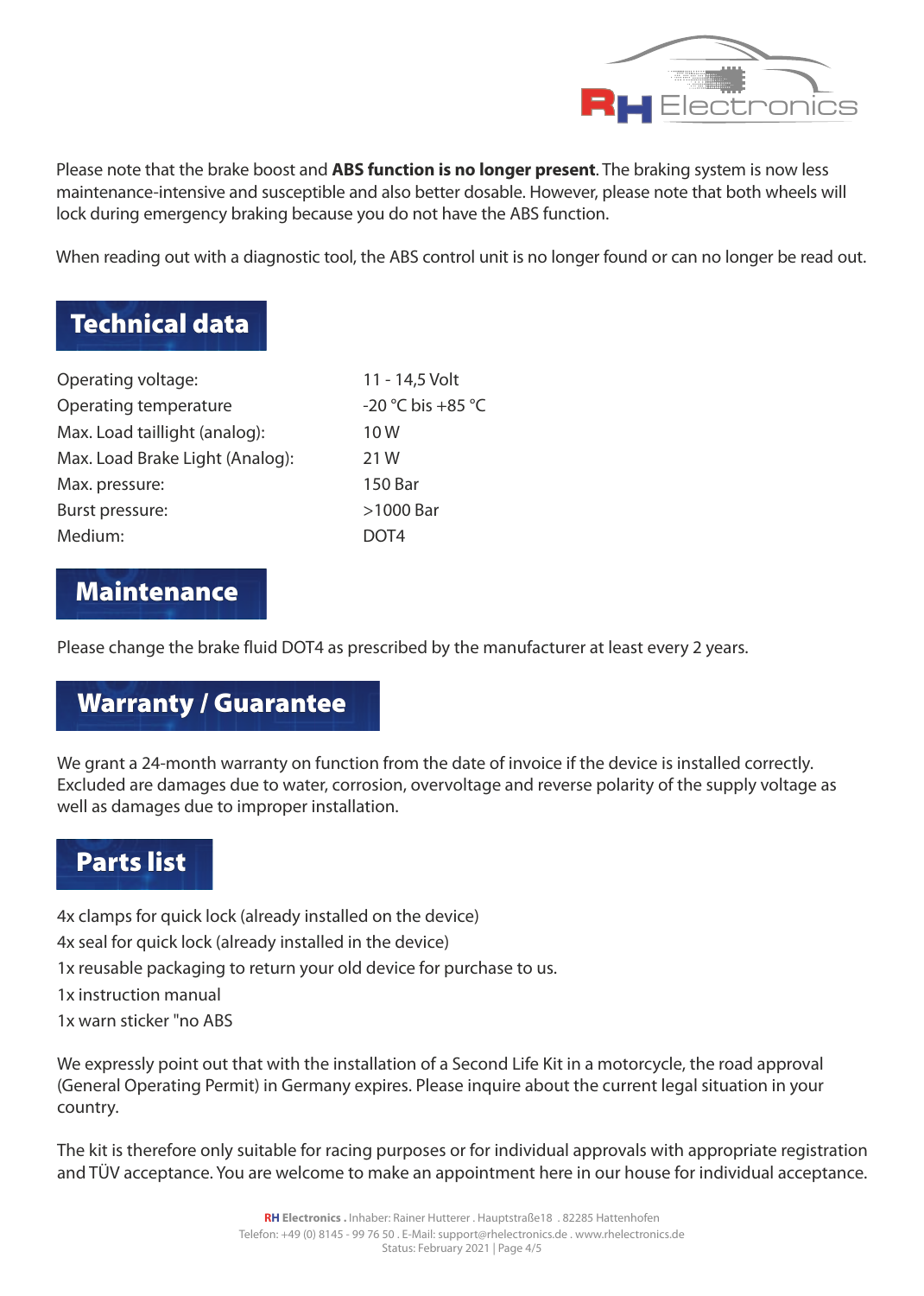Please note that the brake boost and **ABS function is no longer present**. The braking system is now less maintenance-intensive and susceptible and also better dosable. However, please note that both wheels will lock during emergency braking because you do not have the ABS function.

When reading out with a diagnostic tool, the ABS control unit is no longer found or can no longer be read out.

## Technical data

| | |
|---|---|
| Operating voltage: | 11 - 14,5 Volt |
| Operating temperature | -20 °C bis +85 °C |
| Max. Load taillight (analog): | 10 W |
| Max. Load Brake Light (Analog): | 21 W |
| Max. pressure: | 150 Bar |
| Burst pressure: | >1000 Bar |
| Medium: | DOT4 |

## Maintenance

Please change the brake fluid DOT4 as prescribed by the manufacturer at least every 2 years.

## Warranty / Guarantee

We grant a 24-month warranty on function from the date of invoice if the device is installed correctly. Excluded are damages due to water, corrosion, overvoltage and reverse polarity of the supply voltage as well as damages due to improper installation.

## Parts list

4x clamps for quick lock (already installed on the device)
4x seal for quick lock (already installed in the device)
1x reusable packaging to return your old device for purchase to us.
1x instruction manual
1x warn sticker "no ABS

We expressly point out that with the installation of a Second Life Kit in a motorcycle, the road approval (General Operating Permit) in Germany expires. Please inquire about the current legal situation in your country.

The kit is therefore only suitable for racing purposes or for individual approvals with appropriate registration and TÜV acceptance. You are welcome to make an appointment here in our house for individual acceptance.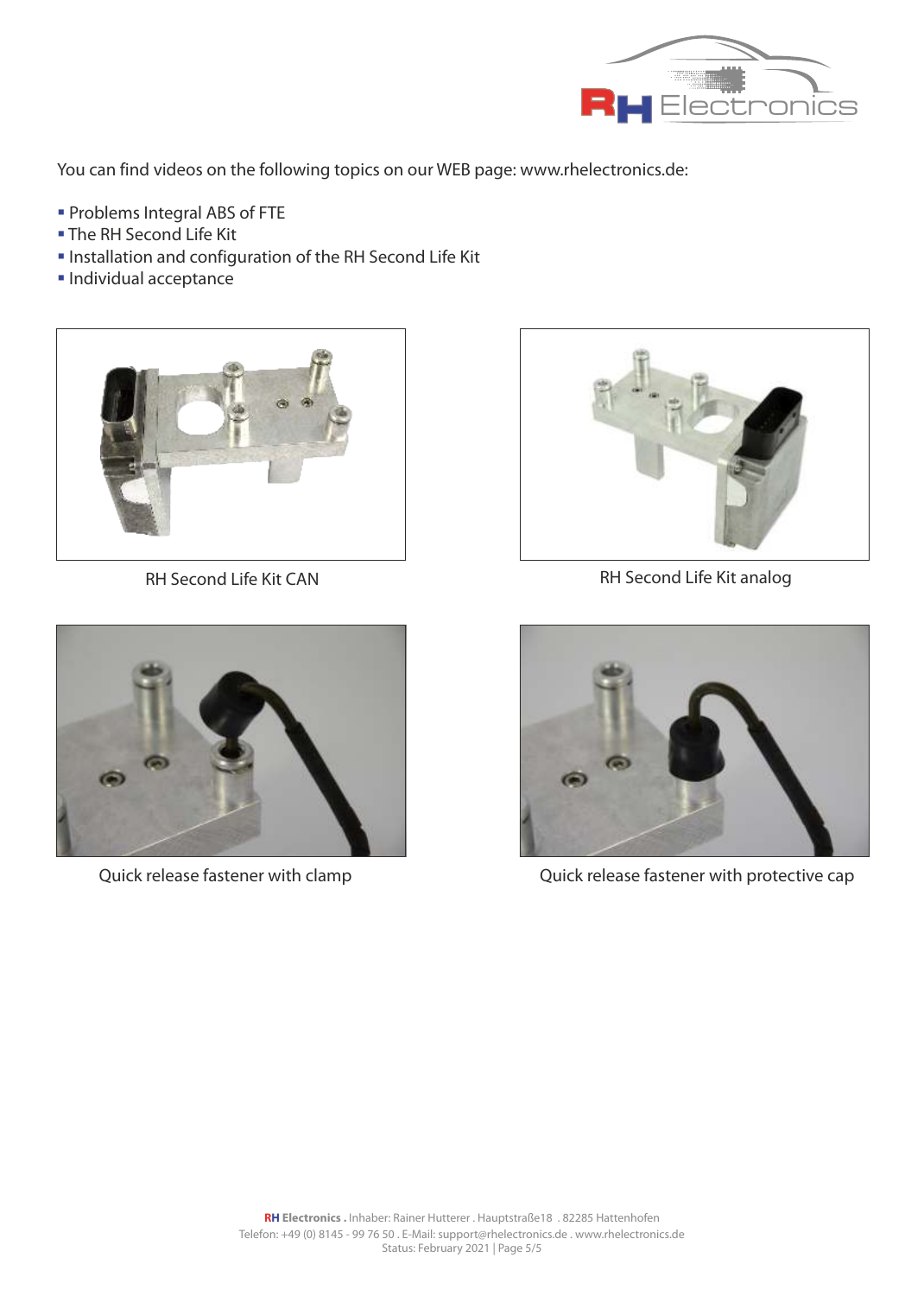You can find videos on the following topics on our WEB page: www.rhelectronics.de:

- Problems Integral ABS of FTE
- The RH Second Life Kit
- Installation and configuration of the RH Second Life Kit
- Individual acceptance

RH Second Life Kit CAN

RH Second Life Kit analog

Quick release fastener with clamp

Quick release fastener with protective cap

**RH Electronics .** Inhaber: Rainer Hutterer . Hauptstraße18 . 82285 Hattenhofen
Telefon: +49 (0) 8145 - 99 76 50 . E-Mail: support@rhelectronics.de . www.rhelectronics.de
Status: February 2021